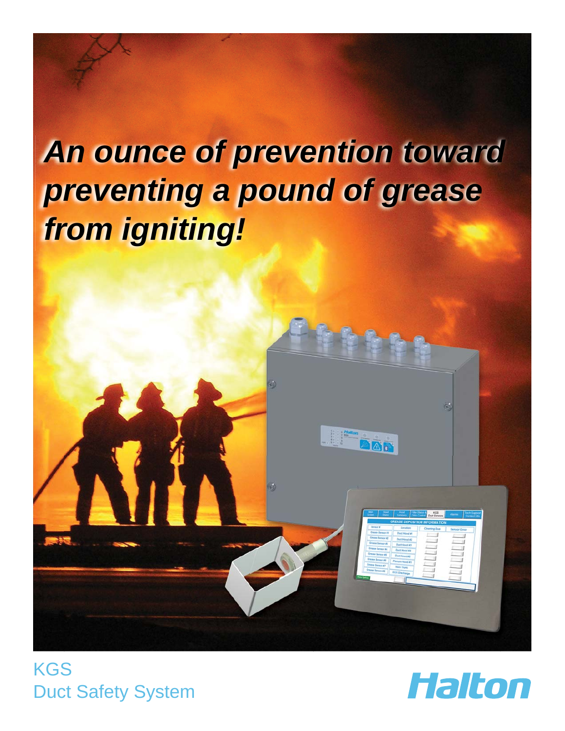# *An ounce of prevention toward preventing a pound of grease from igniting!*

KGS
Duct Safety System

Halton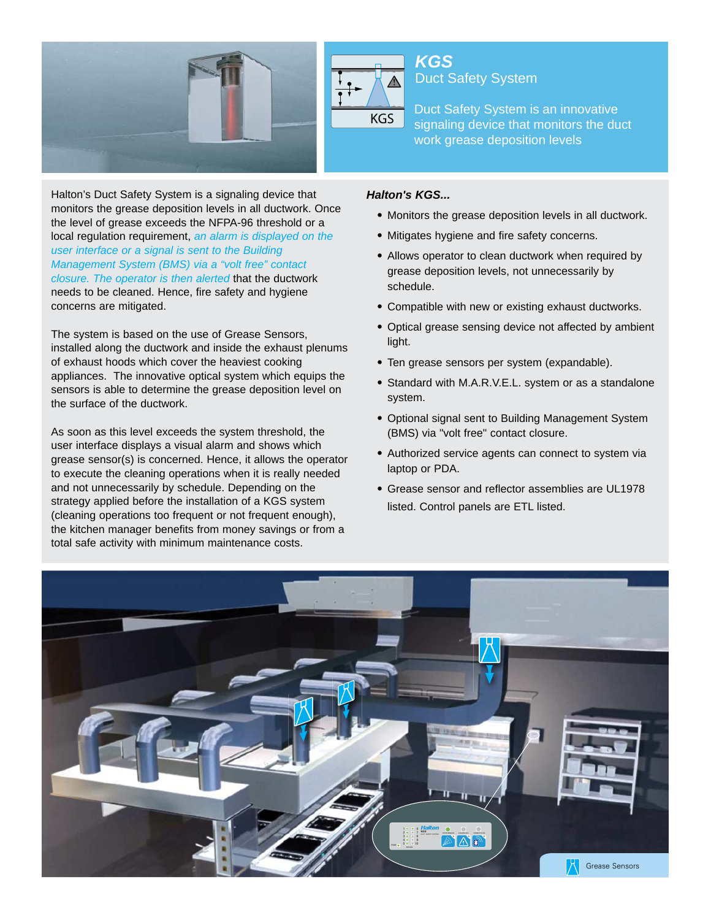# KGS

## Duct Safety System

Duct Safety System is an innovative signaling device that monitors the duct work grease deposition levels

Halton's Duct Safety System is a signaling device that monitors the grease deposition levels in all ductwork. Once the level of grease exceeds the NFPA-96 threshold or a local regulation requirement, *an alarm is displayed on the user interface or a signal is sent to the Building Management System (BMS) via a "volt free" contact closure. The operator is then alerted* that the ductwork needs to be cleaned. Hence, fire safety and hygiene concerns are mitigated.

The system is based on the use of Grease Sensors, installed along the ductwork and inside the exhaust plenums of exhaust hoods which cover the heaviest cooking appliances. The innovative optical system which equips the sensors is able to determine the grease deposition level on the surface of the ductwork.

As soon as this level exceeds the system threshold, the user interface displays a visual alarm and shows which grease sensor(s) is concerned. Hence, it allows the operator to execute the cleaning operations when it is really needed and not unnecessarily by schedule. Depending on the strategy applied before the installation of a KGS system (cleaning operations too frequent or not frequent enough), the kitchen manager benefits from money savings or from a total safe activity with minimum maintenance costs.

***Halton's KGS...***

- Monitors the grease deposition levels in all ductwork.
- Mitigates hygiene and fire safety concerns.
- Allows operator to clean ductwork when required by grease deposition levels, not unnecessarily by schedule.
- Compatible with new or existing exhaust ductworks.
- Optical grease sensing device not affected by ambient light.
- Ten grease sensors per system (expandable).
- Standard with M.A.R.V.E.L. system or as a standalone system.
- Optional signal sent to Building Management System (BMS) via "volt free" contact closure.
- Authorized service agents can connect to system via laptop or PDA.
- Grease sensor and reflector assemblies are UL1978 listed. Control panels are ETL listed.

Grease Sensors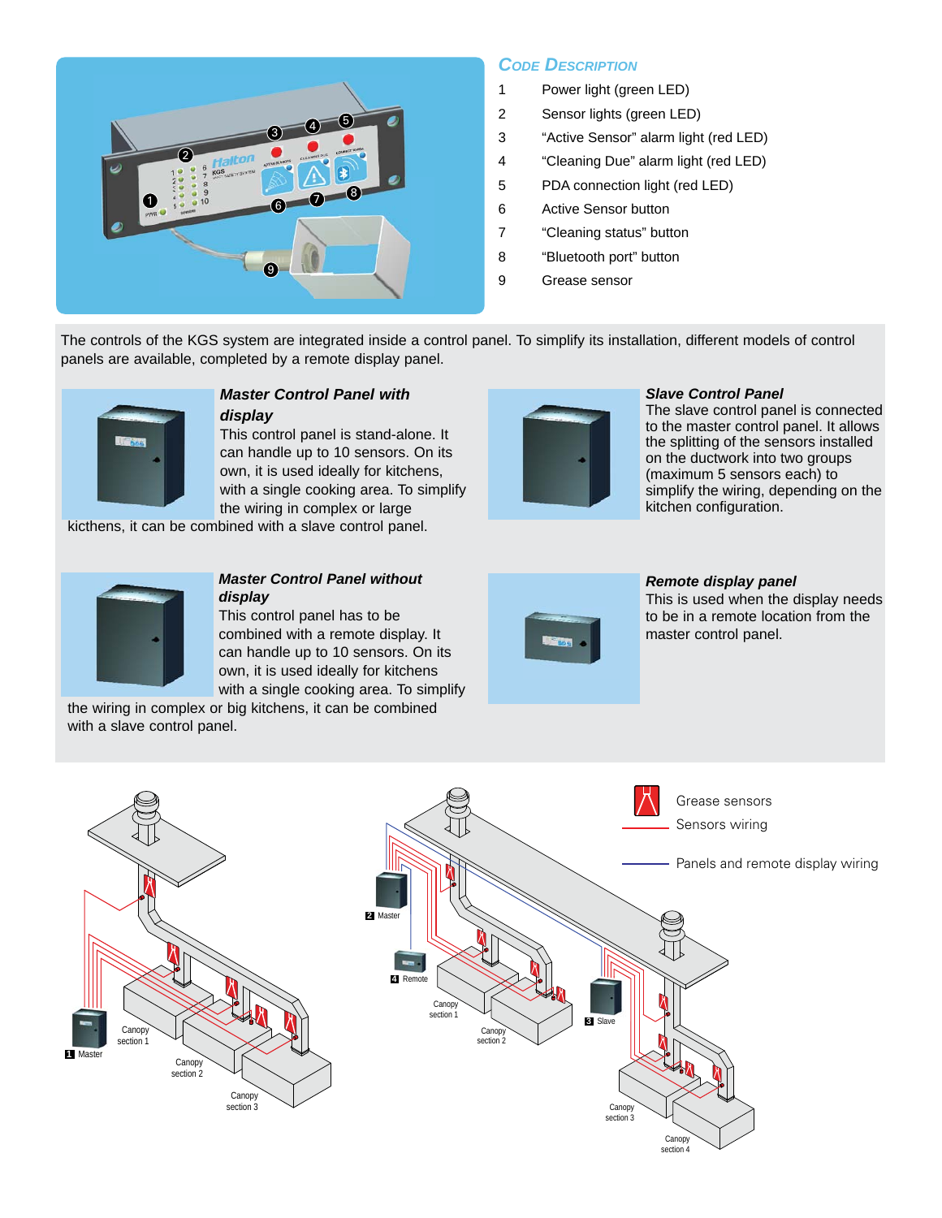## Code Description

| Code | Description |
|---|---|
| 1 | Power light (green LED) |
| 2 | Sensor lights (green LED) |
| 3 | “Active Sensor” alarm light (red LED) |
| 4 | “Cleaning Due” alarm light (red LED) |
| 5 | PDA connection light (red LED) |
| 6 | Active Sensor button |
| 7 | “Cleaning status” button |
| 8 | “Bluetooth port” button |
| 9 | Grease sensor |

The controls of the KGS system are integrated inside a control panel. To simplify its installation, different models of control panels are available, completed by a remote display panel.

### *Master Control Panel with display*

This control panel is stand-alone. It can handle up to 10 sensors. On its own, it is used ideally for kitchens, with a single cooking area. To simplify the wiring in complex or large kicthens, it can be combined with a slave control panel.

### *Slave Control Panel*

The slave control panel is connected to the master control panel. It allows the splitting of the sensors installed on the ductwork into two groups (maximum 5 sensors each) to simplify the wiring, depending on the kitchen configuration.

### *Master Control Panel without display*

This control panel has to be combined with a remote display. It can handle up to 10 sensors. On its own, it is used ideally for kitchens with a single cooking area. To simplify the wiring in complex or big kitchens, it can be combined with a slave control panel.

### *Remote display panel*

This is used when the display needs to be in a remote location from the master control panel.

Grease sensors

Sensors wiring

Panels and remote display wiring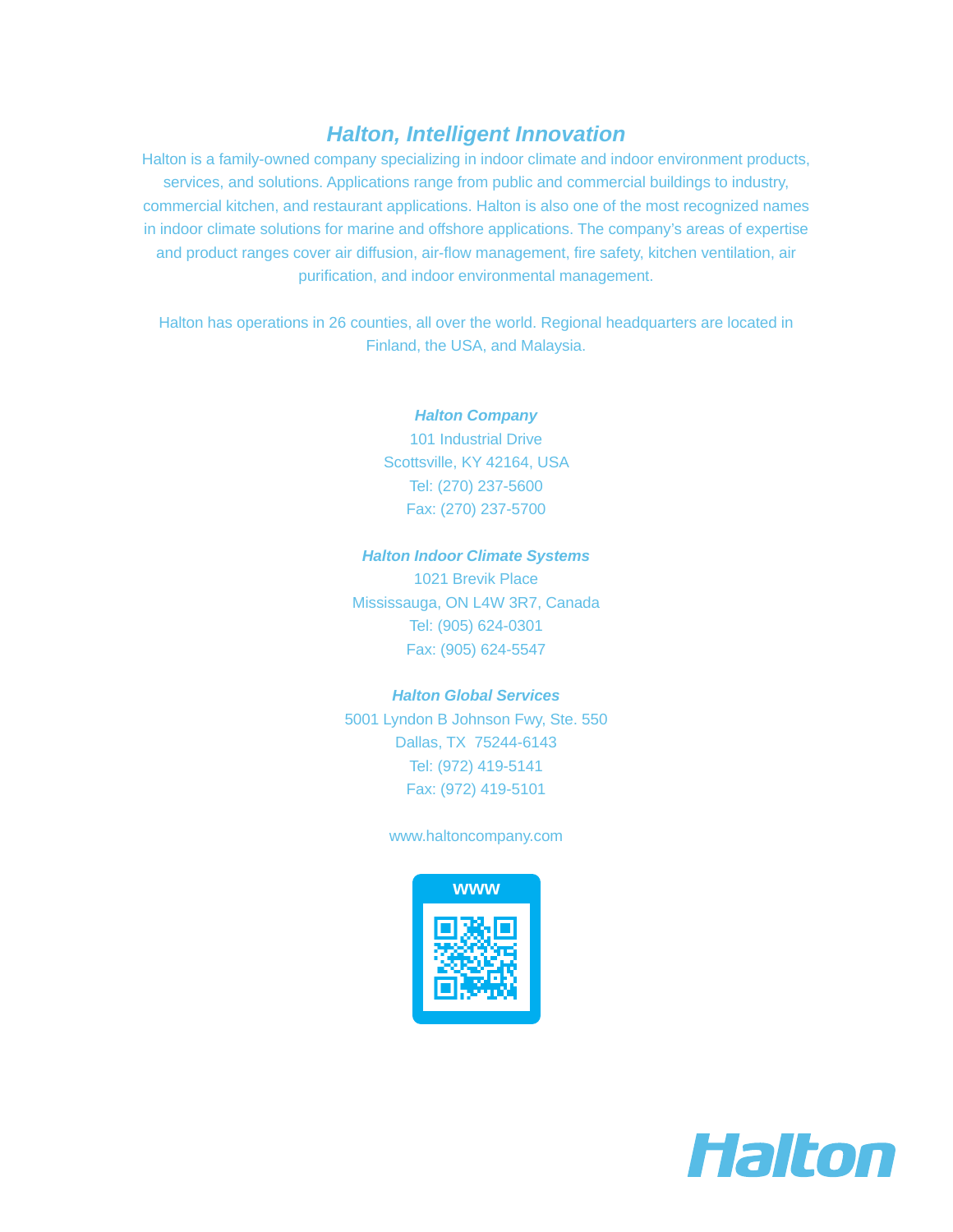## *Halton, Intelligent Innovation*

Halton is a family-owned company specializing in indoor climate and indoor environment products, services, and solutions. Applications range from public and commercial buildings to industry, commercial kitchen, and restaurant applications. Halton is also one of the most recognized names in indoor climate solutions for marine and offshore applications. The company's areas of expertise and product ranges cover air diffusion, air-flow management, fire safety, kitchen ventilation, air purification, and indoor environmental management.

Halton has operations in 26 counties, all over the world. Regional headquarters are located in Finland, the USA, and Malaysia.

***Halton Company***
101 Industrial Drive
Scottsville, KY 42164, USA
Tel: (270) 237-5600
Fax: (270) 237-5700

***Halton Indoor Climate Systems***
1021 Brevik Place
Mississauga, ON L4W 3R7, Canada
Tel: (905) 624-0301
Fax: (905) 624-5547

***Halton Global Services***
5001 Lyndon B Johnson Fwy, Ste. 550
Dallas, TX 75244-6143
Tel: (972) 419-5141
Fax: (972) 419-5101

www.haltoncompany.com

WWW

Halton